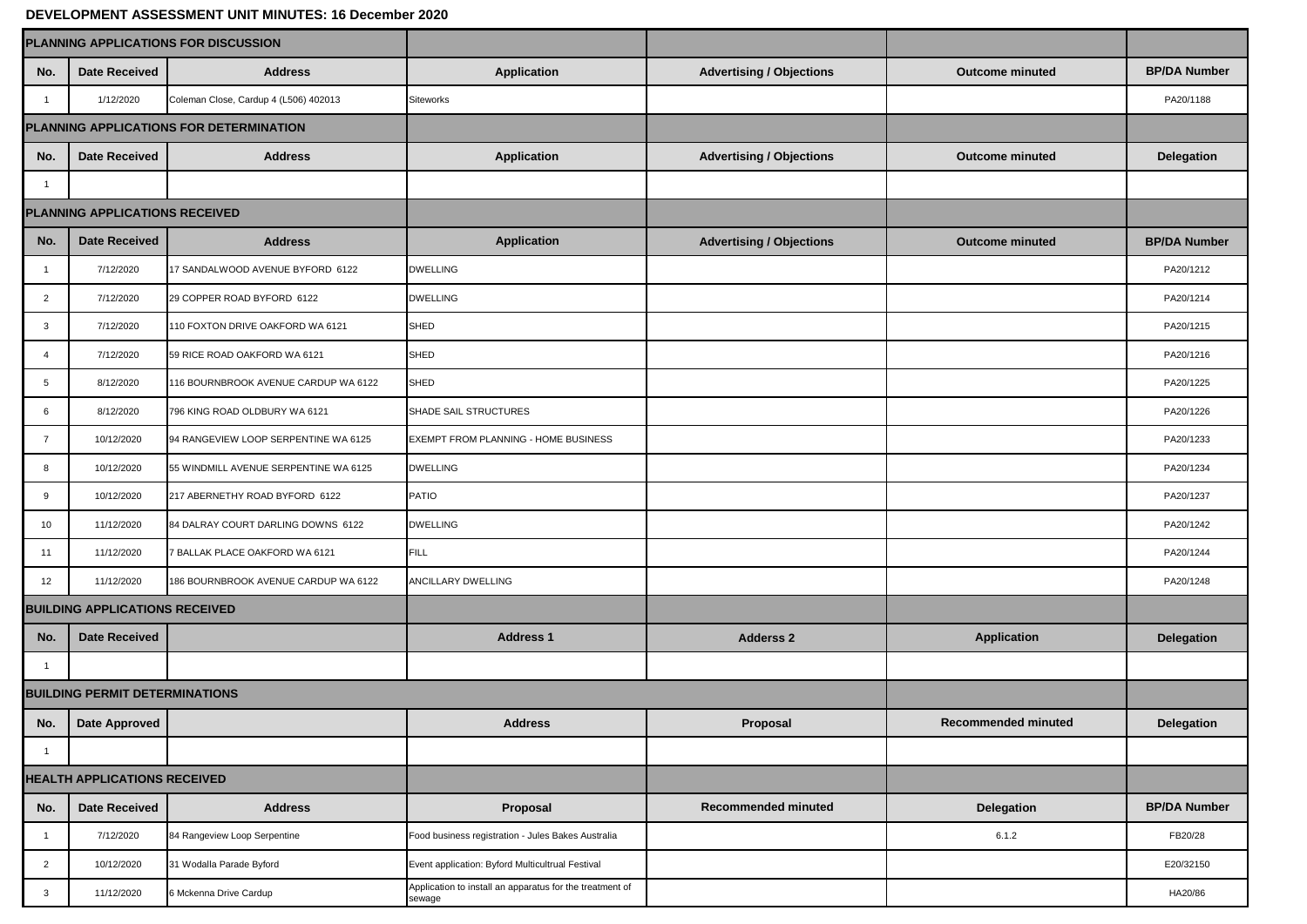**DEVELOPMENT ASSESSMENT UNIT MINUTES: 16 December 2020**

| PLANNING APPLICATIONS FOR DISCUSSION | | | | | | |
|---|---|---|---|---|---|---|
| **No.** | **Date Received** | **Address** | **Application** | **Advertising / Objections** | **Outcome minuted** | **BP/DA Number** |
| 1 | 1/12/2020 | Coleman Close, Cardup 4 (L506) 402013 | Siteworks | | | PA20/1188 |
| **PLANNING APPLICATIONS FOR DETERMINATION** | | | | | | |
| **No.** | **Date Received** | **Address** | **Application** | **Advertising / Objections** | **Outcome minuted** | **Delegation** |
| 1 | | | | | | |
| **PLANNING APPLICATIONS RECEIVED** | | | | | | |
| **No.** | **Date Received** | **Address** | **Application** | **Advertising / Objections** | **Outcome minuted** | **BP/DA Number** |
| 1 | 7/12/2020 | 17 SANDALWOOD AVENUE BYFORD 6122 | DWELLING | | | PA20/1212 |
| 2 | 7/12/2020 | 29 COPPER ROAD BYFORD 6122 | DWELLING | | | PA20/1214 |
| 3 | 7/12/2020 | 110 FOXTON DRIVE OAKFORD WA 6121 | SHED | | | PA20/1215 |
| 4 | 7/12/2020 | 59 RICE ROAD OAKFORD WA 6121 | SHED | | | PA20/1216 |
| 5 | 8/12/2020 | 116 BOURNBROOK AVENUE CARDUP WA 6122 | SHED | | | PA20/1225 |
| 6 | 8/12/2020 | 796 KING ROAD OLDBURY WA 6121 | SHADE SAIL STRUCTURES | | | PA20/1226 |
| 7 | 10/12/2020 | 94 RANGEVIEW LOOP SERPENTINE WA 6125 | EXEMPT FROM PLANNING - HOME BUSINESS | | | PA20/1233 |
| 8 | 10/12/2020 | 55 WINDMILL AVENUE SERPENTINE WA 6125 | DWELLING | | | PA20/1234 |
| 9 | 10/12/2020 | 217 ABERNETHY ROAD BYFORD 6122 | PATIO | | | PA20/1237 |
| 10 | 11/12/2020 | 84 DALRAY COURT DARLING DOWNS 6122 | DWELLING | | | PA20/1242 |
| 11 | 11/12/2020 | 7 BALLAK PLACE OAKFORD WA 6121 | FILL | | | PA20/1244 |
| 12 | 11/12/2020 | 186 BOURNBROOK AVENUE CARDUP WA 6122 | ANCILLARY DWELLING | | | PA20/1248 |
| **BUILDING APPLICATIONS RECEIVED** | | | | | | |
| **No.** | **Date Received** | | **Address 1** | **Adderss 2** | **Application** | **Delegation** |
| 1 | | | | | | |
| **BUILDING PERMIT DETERMINATIONS** | | | | | | |
| **No.** | **Date Approved** | | **Address** | **Proposal** | **Recommended minuted** | **Delegation** |
| 1 | | | | | | |
| **HEALTH APPLICATIONS RECEIVED** | | | | | | |
| **No.** | **Date Received** | **Address** | **Proposal** | **Recommended minuted** | **Delegation** | **BP/DA Number** |
| 1 | 7/12/2020 | 84 Rangeview Loop Serpentine | Food business registration - Jules Bakes Australia | | 6.1.2 | FB20/28 |
| 2 | 10/12/2020 | 31 Wodalla Parade Byford | Event application: Byford Multicultrual Festival | | | E20/32150 |
| 3 | 11/12/2020 | 6 Mckenna Drive Cardup | Application to install an apparatus for the treatment of sewage | | | HA20/86 |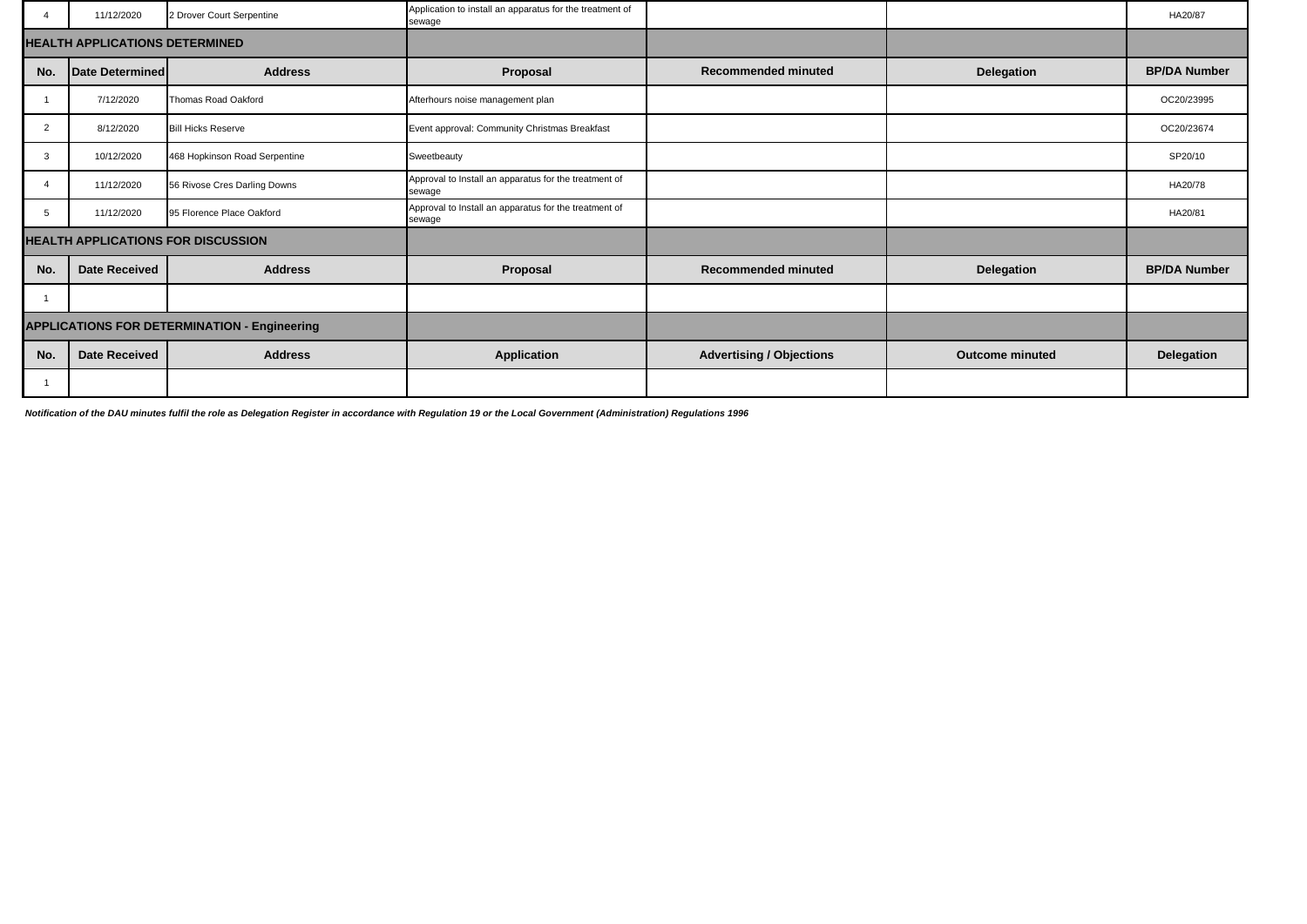| | | | | | | |
|---|---|---|---|---|---|---|
| 4 | 11/12/2020 | 2 Drover Court Serpentine | Application to install an apparatus for the treatment of sewage | | | HA20/87 |

**HEALTH APPLICATIONS DETERMINED**

| No. | Date Determined | Address | Proposal | Recommended minuted | Delegation | BP/DA Number |
|---|---|---|---|---|---|---|
| 1 | 7/12/2020 | Thomas Road Oakford | Afterhours noise management plan | | | OC20/23995 |
| 2 | 8/12/2020 | Bill Hicks Reserve | Event approval: Community Christmas Breakfast | | | OC20/23674 |
| 3 | 10/12/2020 | 468 Hopkinson Road Serpentine | Sweetbeauty | | | SP20/10 |
| 4 | 11/12/2020 | 56 Rivose Cres Darling Downs | Approval to Install an apparatus for the treatment of sewage | | | HA20/78 |
| 5 | 11/12/2020 | 95 Florence Place Oakford | Approval to Install an apparatus for the treatment of sewage | | | HA20/81 |

**HEALTH APPLICATIONS FOR DISCUSSION**

| No. | Date Received | Address | Proposal | Recommended minuted | Delegation | BP/DA Number |
|---|---|---|---|---|---|---|
| 1 | | | | | | |

**APPLICATIONS FOR DETERMINATION - Engineering**

| No. | Date Received | Address | Application | Advertising / Objections | Outcome minuted | Delegation |
|---|---|---|---|---|---|---|
| 1 | | | | | | |

***Notification of the DAU minutes fulfil the role as Delegation Register in accordance with Regulation 19 or the Local Government (Administration) Regulations 1996***